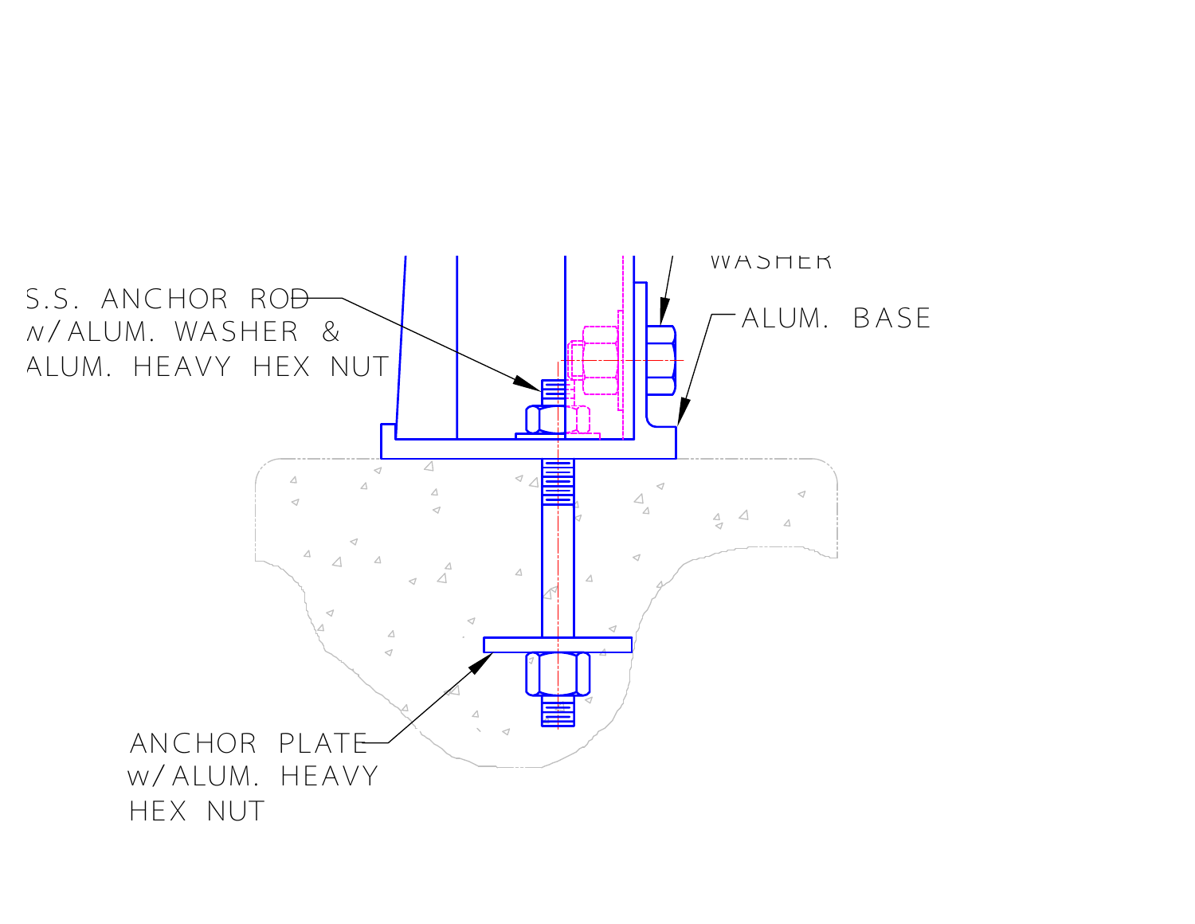WASHER

S.S. ANCHOR ROD
w/ALUM. WASHER &
ALUM. HEAVY HEX NUT

ALUM. BASE

ANCHOR PLATE
w/ALUM. HEAVY
HEX NUT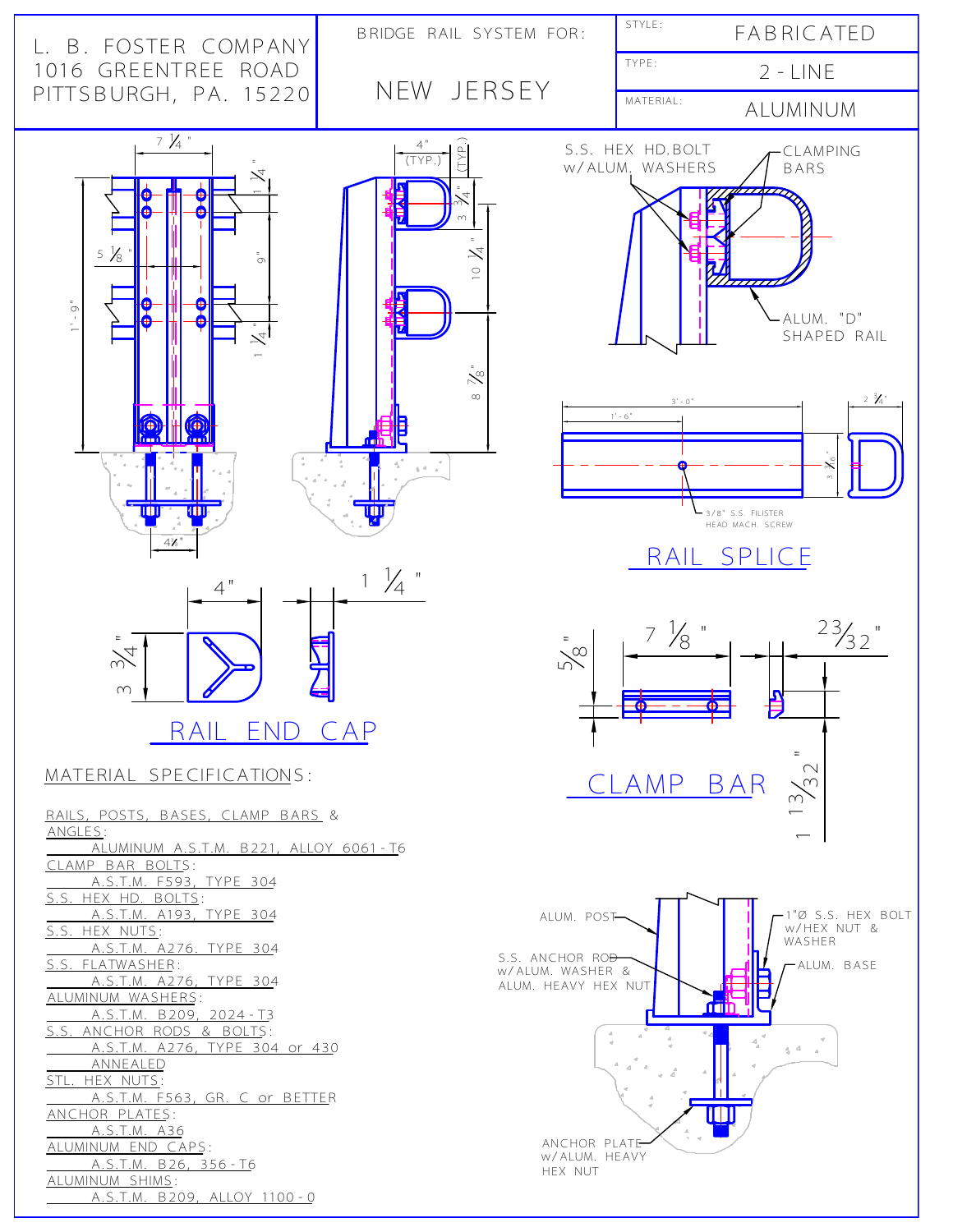L. B. FOSTER COMPANY
1016 GREENTREE ROAD
PITTSBURGH, PA. 15220

BRIDGE RAIL SYSTEM FOR:

NEW JERSEY

| | |
|---|---|
| STYLE: | FABRICATED |
| TYPE: | 2 - LINE |
| MATERIAL: | ALUMINUM |

7 1/4"
5 1/8"
1' - 9"
1 1/4"
9"
1 1/4"
4 1/4"

4" (TYP.)
(TYP.)
3 3/4"
10 1/4"
8 7/8"

S.S. HEX HD. BOLT w/ALUM. WASHERS
CLAMPING BARS
ALUM. "D" SHAPED RAIL

3' - 0"
1' - 6"
2 3/4"
3 3/16"
3/8" S.S. FILISTER HEAD MACH. SCREW

RAIL SPLICE

4"
3 3/4"
1 1/4"

RAIL END CAP

7 1/8"
5/8"
23/32"
1 13/32"

CLAMP BAR

ALUM. POST
S.S. ANCHOR ROD w/ALUM. WASHER & ALUM. HEAVY HEX NUT
1"Ø S.S. HEX BOLT w/HEX NUT & WASHER
ALUM. BASE
ANCHOR PLATE w/ALUM. HEAVY HEX NUT

MATERIAL SPECIFICATIONS:

RAILS, POSTS, BASES, CLAMP BARS & ANGLES:
ALUMINUM A.S.T.M. B221, ALLOY 6061-T6

CLAMP BAR BOLTS:
A.S.T.M. F593, TYPE 304

S.S. HEX HD. BOLTS:
A.S.T.M. A193, TYPE 304

S.S. HEX NUTS:
A.S.T.M. A276, TYPE 304

S.S. FLATWASHER:
A.S.T.M. A276, TYPE 304

ALUMINUM WASHERS:
A.S.T.M. B209, 2024-T3

S.S. ANCHOR RODS & BOLTS:
A.S.T.M. A276, TYPE 304 or 430 ANNEALED

STL. HEX NUTS:
A.S.T.M. F563, GR. C or BETTER

ANCHOR PLATES:
A.S.T.M. A36

ALUMINUM END CAPS:
A.S.T.M. B26, 356-T6

ALUMINUM SHIMS:
A.S.T.M. B209, ALLOY 1100-0